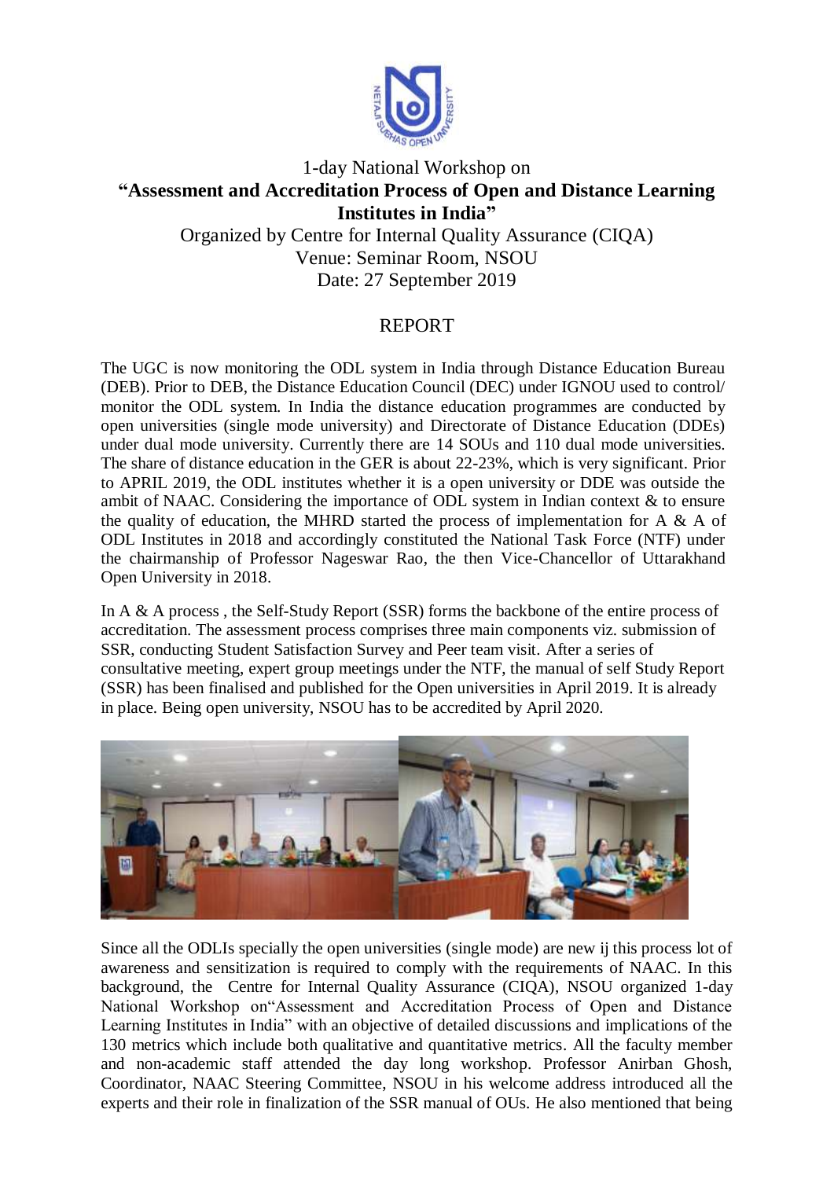1-day National Workshop on

# "Assessment and Accreditation Process of Open and Distance Learning Institutes in India"

Organized by Centre for Internal Quality Assurance (CIQA)
Venue: Seminar Room, NSOU
Date: 27 September 2019

## REPORT

The UGC is now monitoring the ODL system in India through Distance Education Bureau (DEB). Prior to DEB, the Distance Education Council (DEC) under IGNOU used to control/ monitor the ODL system. In India the distance education programmes are conducted by open universities (single mode university) and Directorate of Distance Education (DDEs) under dual mode university. Currently there are 14 SOUs and 110 dual mode universities. The share of distance education in the GER is about 22-23%, which is very significant. Prior to APRIL 2019, the ODL institutes whether it is a open university or DDE was outside the ambit of NAAC. Considering the importance of ODL system in Indian context & to ensure the quality of education, the MHRD started the process of implementation for A & A of ODL Institutes in 2018 and accordingly constituted the National Task Force (NTF) under the chairmanship of Professor Nageswar Rao, the then Vice-Chancellor of Uttarakhand Open University in 2018.

In A & A process , the Self-Study Report (SSR) forms the backbone of the entire process of accreditation. The assessment process comprises three main components viz. submission of SSR, conducting Student Satisfaction Survey and Peer team visit. After a series of consultative meeting, expert group meetings under the NTF, the manual of self Study Report (SSR) has been finalised and published for the Open universities in April 2019. It is already in place. Being open university, NSOU has to be accredited by April 2020.

Since all the ODLIs specially the open universities (single mode) are new ij this process lot of awareness and sensitization is required to comply with the requirements of NAAC. In this background, the Centre for Internal Quality Assurance (CIQA), NSOU organized 1-day National Workshop on"Assessment and Accreditation Process of Open and Distance Learning Institutes in India" with an objective of detailed discussions and implications of the 130 metrics which include both qualitative and quantitative metrics. All the faculty member and non-academic staff attended the day long workshop. Professor Anirban Ghosh, Coordinator, NAAC Steering Committee, NSOU in his welcome address introduced all the experts and their role in finalization of the SSR manual of OUs. He also mentioned that being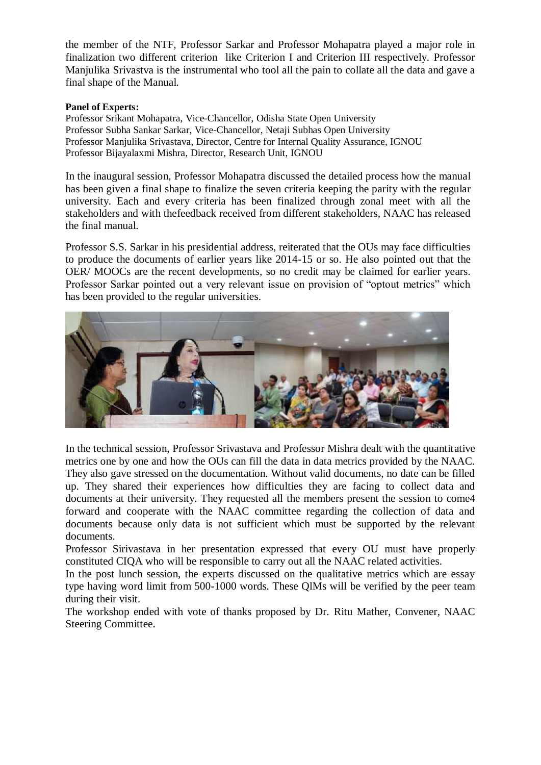the member of the NTF, Professor Sarkar and Professor Mohapatra played a major role in finalization two different criterion like Criterion I and Criterion III respectively. Professor Manjulika Srivastva is the instrumental who tool all the pain to collate all the data and gave a final shape of the Manual.

**Panel of Experts:**

Professor Srikant Mohapatra, Vice-Chancellor, Odisha State Open University
Professor Subha Sankar Sarkar, Vice-Chancellor, Netaji Subhas Open University
Professor Manjulika Srivastava, Director, Centre for Internal Quality Assurance, IGNOU
Professor Bijayalaxmi Mishra, Director, Research Unit, IGNOU

In the inaugural session, Professor Mohapatra discussed the detailed process how the manual has been given a final shape to finalize the seven criteria keeping the parity with the regular university. Each and every criteria has been finalized through zonal meet with all the stakeholders and with thefeedback received from different stakeholders, NAAC has released the final manual.

Professor S.S. Sarkar in his presidential address, reiterated that the OUs may face difficulties to produce the documents of earlier years like 2014-15 or so. He also pointed out that the OER/ MOOCs are the recent developments, so no credit may be claimed for earlier years. Professor Sarkar pointed out a very relevant issue on provision of "optout metrics" which has been provided to the regular universities.

In the technical session, Professor Srivastava and Professor Mishra dealt with the quantitative metrics one by one and how the OUs can fill the data in data metrics provided by the NAAC. They also gave stressed on the documentation. Without valid documents, no date can be filled up. They shared their experiences how difficulties they are facing to collect data and documents at their university. They requested all the members present the session to come4 forward and cooperate with the NAAC committee regarding the collection of data and documents because only data is not sufficient which must be supported by the relevant documents.

Professor Sirivastava in her presentation expressed that every OU must have properly constituted CIQA who will be responsible to carry out all the NAAC related activities.

In the post lunch session, the experts discussed on the qualitative metrics which are essay type having word limit from 500-1000 words. These QlMs will be verified by the peer team during their visit.

The workshop ended with vote of thanks proposed by Dr. Ritu Mather, Convener, NAAC Steering Committee.